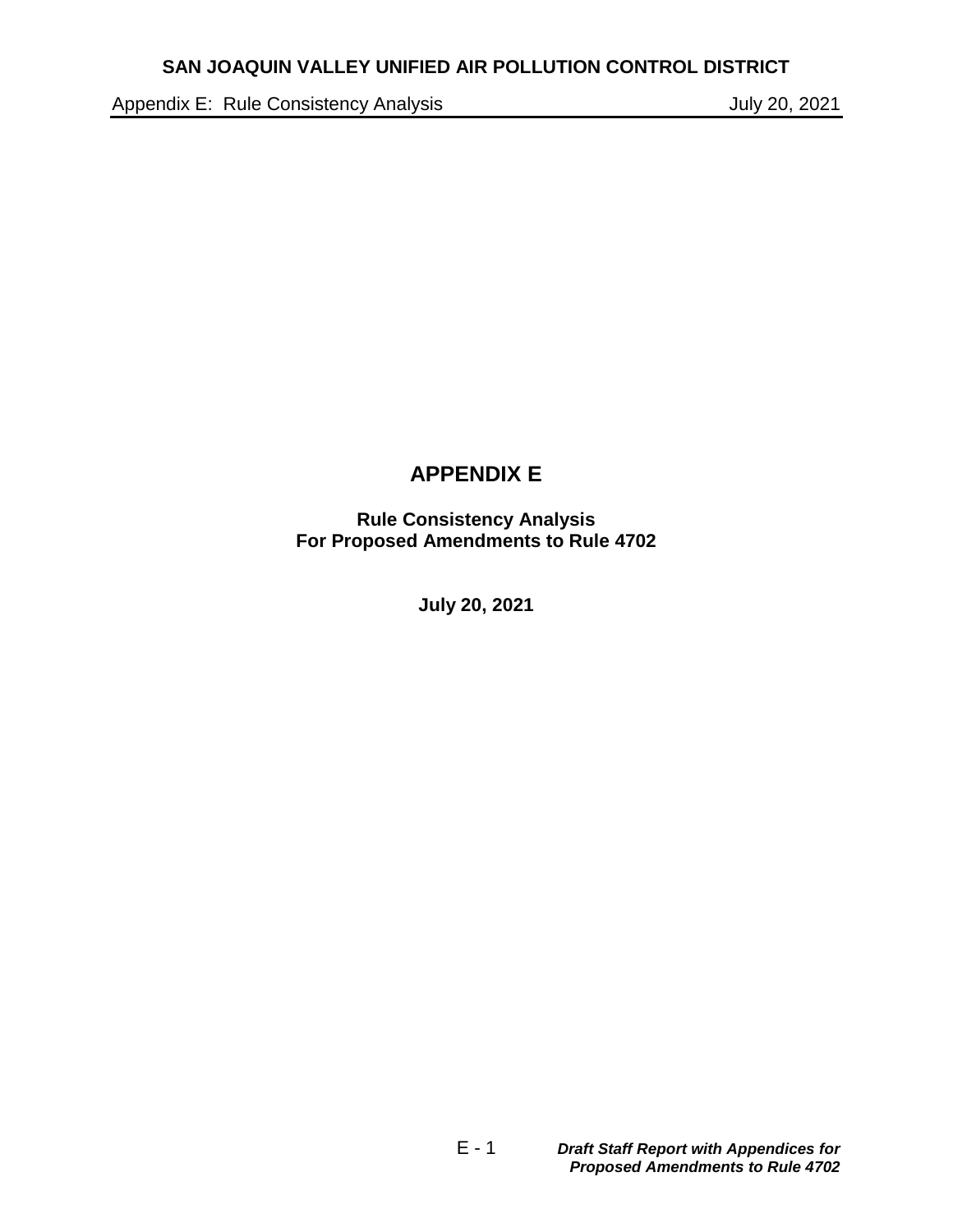# APPENDIX E

**Rule Consistency Analysis**
**For Proposed Amendments to Rule 4702**

**July 20, 2021**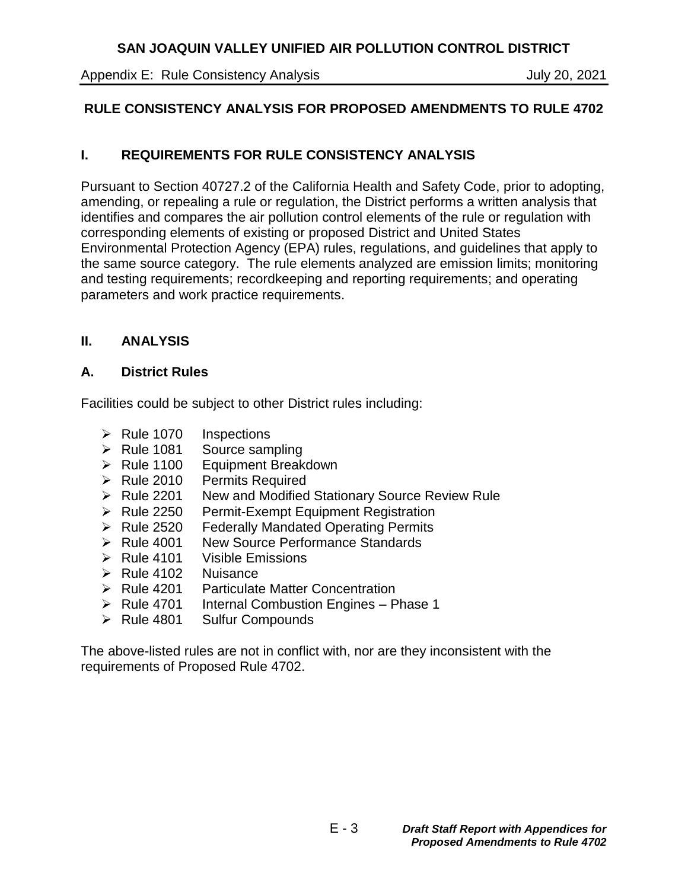## RULE CONSISTENCY ANALYSIS FOR PROPOSED AMENDMENTS TO RULE 4702

### I. REQUIREMENTS FOR RULE CONSISTENCY ANALYSIS

Pursuant to Section 40727.2 of the California Health and Safety Code, prior to adopting, amending, or repealing a rule or regulation, the District performs a written analysis that identifies and compares the air pollution control elements of the rule or regulation with corresponding elements of existing or proposed District and United States Environmental Protection Agency (EPA) rules, regulations, and guidelines that apply to the same source category. The rule elements analyzed are emission limits; monitoring and testing requirements; recordkeeping and reporting requirements; and operating parameters and work practice requirements.

### II. ANALYSIS

#### A. District Rules

Facilities could be subject to other District rules including:

- Rule 1070 Inspections
- Rule 1081 Source sampling
- Rule 1100 Equipment Breakdown
- Rule 2010 Permits Required
- Rule 2201 New and Modified Stationary Source Review Rule
- Rule 2250 Permit-Exempt Equipment Registration
- Rule 2520 Federally Mandated Operating Permits
- Rule 4001 New Source Performance Standards
- Rule 4101 Visible Emissions
- Rule 4102 Nuisance
- Rule 4201 Particulate Matter Concentration
- Rule 4701 Internal Combustion Engines – Phase 1
- Rule 4801 Sulfur Compounds

The above-listed rules are not in conflict with, nor are they inconsistent with the requirements of Proposed Rule 4702.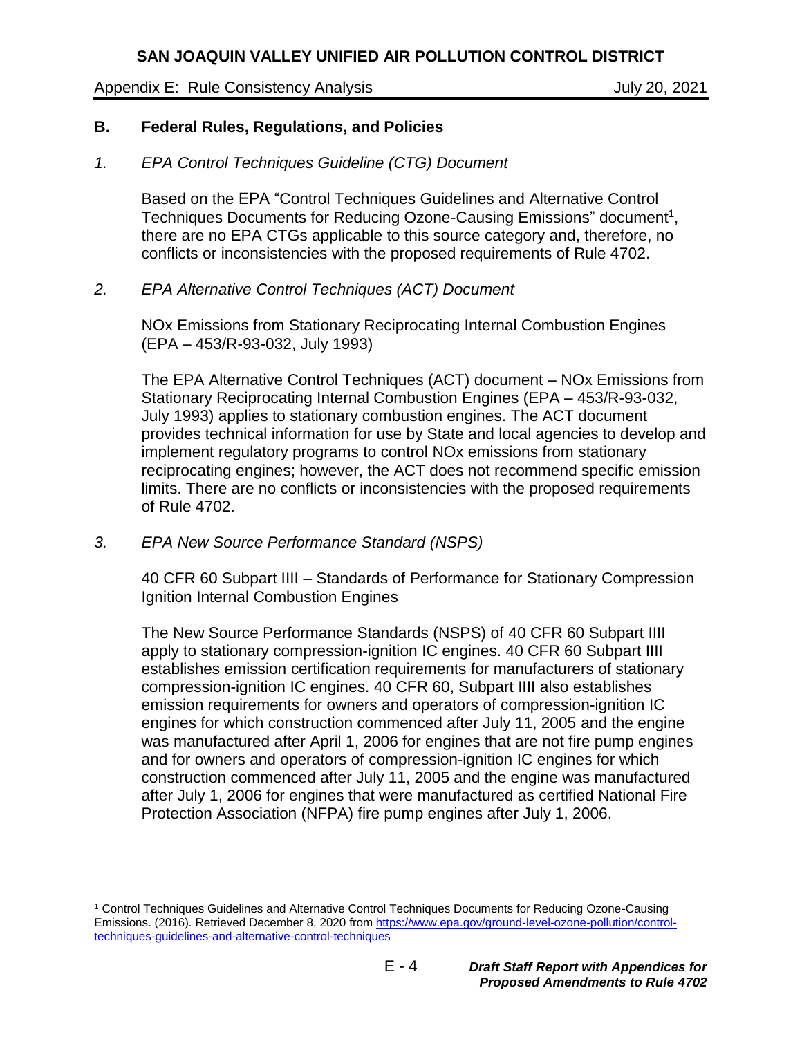## B. Federal Rules, Regulations, and Policies

*1. EPA Control Techniques Guideline (CTG) Document*

Based on the EPA "Control Techniques Guidelines and Alternative Control Techniques Documents for Reducing Ozone-Causing Emissions" document[1], there are no EPA CTGs applicable to this source category and, therefore, no conflicts or inconsistencies with the proposed requirements of Rule 4702.

*2. EPA Alternative Control Techniques (ACT) Document*

NOx Emissions from Stationary Reciprocating Internal Combustion Engines (EPA – 453/R-93-032, July 1993)

The EPA Alternative Control Techniques (ACT) document – NOx Emissions from Stationary Reciprocating Internal Combustion Engines (EPA – 453/R-93-032, July 1993) applies to stationary combustion engines. The ACT document provides technical information for use by State and local agencies to develop and implement regulatory programs to control NOx emissions from stationary reciprocating engines; however, the ACT does not recommend specific emission limits. There are no conflicts or inconsistencies with the proposed requirements of Rule 4702.

*3. EPA New Source Performance Standard (NSPS)*

40 CFR 60 Subpart IIII – Standards of Performance for Stationary Compression Ignition Internal Combustion Engines

The New Source Performance Standards (NSPS) of 40 CFR 60 Subpart IIII apply to stationary compression-ignition IC engines. 40 CFR 60 Subpart IIII establishes emission certification requirements for manufacturers of stationary compression-ignition IC engines. 40 CFR 60, Subpart IIII also establishes emission requirements for owners and operators of compression-ignition IC engines for which construction commenced after July 11, 2005 and the engine was manufactured after April 1, 2006 for engines that are not fire pump engines and for owners and operators of compression-ignition IC engines for which construction commenced after July 11, 2005 and the engine was manufactured after July 1, 2006 for engines that were manufactured as certified National Fire Protection Association (NFPA) fire pump engines after July 1, 2006.

---

[1] Control Techniques Guidelines and Alternative Control Techniques Documents for Reducing Ozone-Causing Emissions. (2016). Retrieved December 8, 2020 from https://www.epa.gov/ground-level-ozone-pollution/control-techniques-guidelines-and-alternative-control-techniques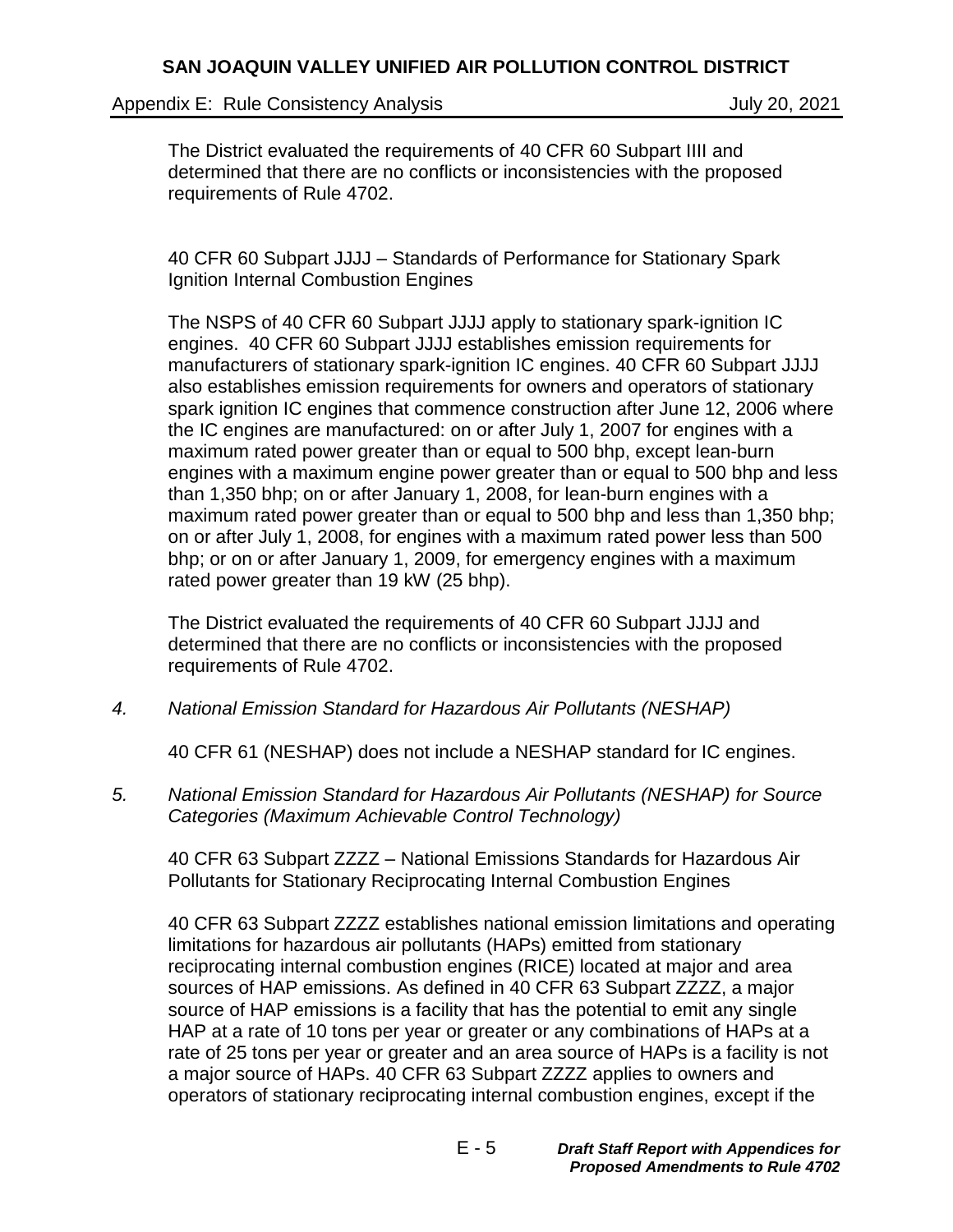The District evaluated the requirements of 40 CFR 60 Subpart IIII and determined that there are no conflicts or inconsistencies with the proposed requirements of Rule 4702.

40 CFR 60 Subpart JJJJ – Standards of Performance for Stationary Spark Ignition Internal Combustion Engines

The NSPS of 40 CFR 60 Subpart JJJJ apply to stationary spark-ignition IC engines. 40 CFR 60 Subpart JJJJ establishes emission requirements for manufacturers of stationary spark-ignition IC engines. 40 CFR 60 Subpart JJJJ also establishes emission requirements for owners and operators of stationary spark ignition IC engines that commence construction after June 12, 2006 where the IC engines are manufactured: on or after July 1, 2007 for engines with a maximum rated power greater than or equal to 500 bhp, except lean-burn engines with a maximum engine power greater than or equal to 500 bhp and less than 1,350 bhp; on or after January 1, 2008, for lean-burn engines with a maximum rated power greater than or equal to 500 bhp and less than 1,350 bhp; on or after July 1, 2008, for engines with a maximum rated power less than 500 bhp; or on or after January 1, 2009, for emergency engines with a maximum rated power greater than 19 kW (25 bhp).

The District evaluated the requirements of 40 CFR 60 Subpart JJJJ and determined that there are no conflicts or inconsistencies with the proposed requirements of Rule 4702.

*4. National Emission Standard for Hazardous Air Pollutants (NESHAP)*

40 CFR 61 (NESHAP) does not include a NESHAP standard for IC engines.

*5. National Emission Standard for Hazardous Air Pollutants (NESHAP) for Source Categories (Maximum Achievable Control Technology)*

40 CFR 63 Subpart ZZZZ – National Emissions Standards for Hazardous Air Pollutants for Stationary Reciprocating Internal Combustion Engines

40 CFR 63 Subpart ZZZZ establishes national emission limitations and operating limitations for hazardous air pollutants (HAPs) emitted from stationary reciprocating internal combustion engines (RICE) located at major and area sources of HAP emissions. As defined in 40 CFR 63 Subpart ZZZZ, a major source of HAP emissions is a facility that has the potential to emit any single HAP at a rate of 10 tons per year or greater or any combinations of HAPs at a rate of 25 tons per year or greater and an area source of HAPs is a facility is not a major source of HAPs. 40 CFR 63 Subpart ZZZZ applies to owners and operators of stationary reciprocating internal combustion engines, except if the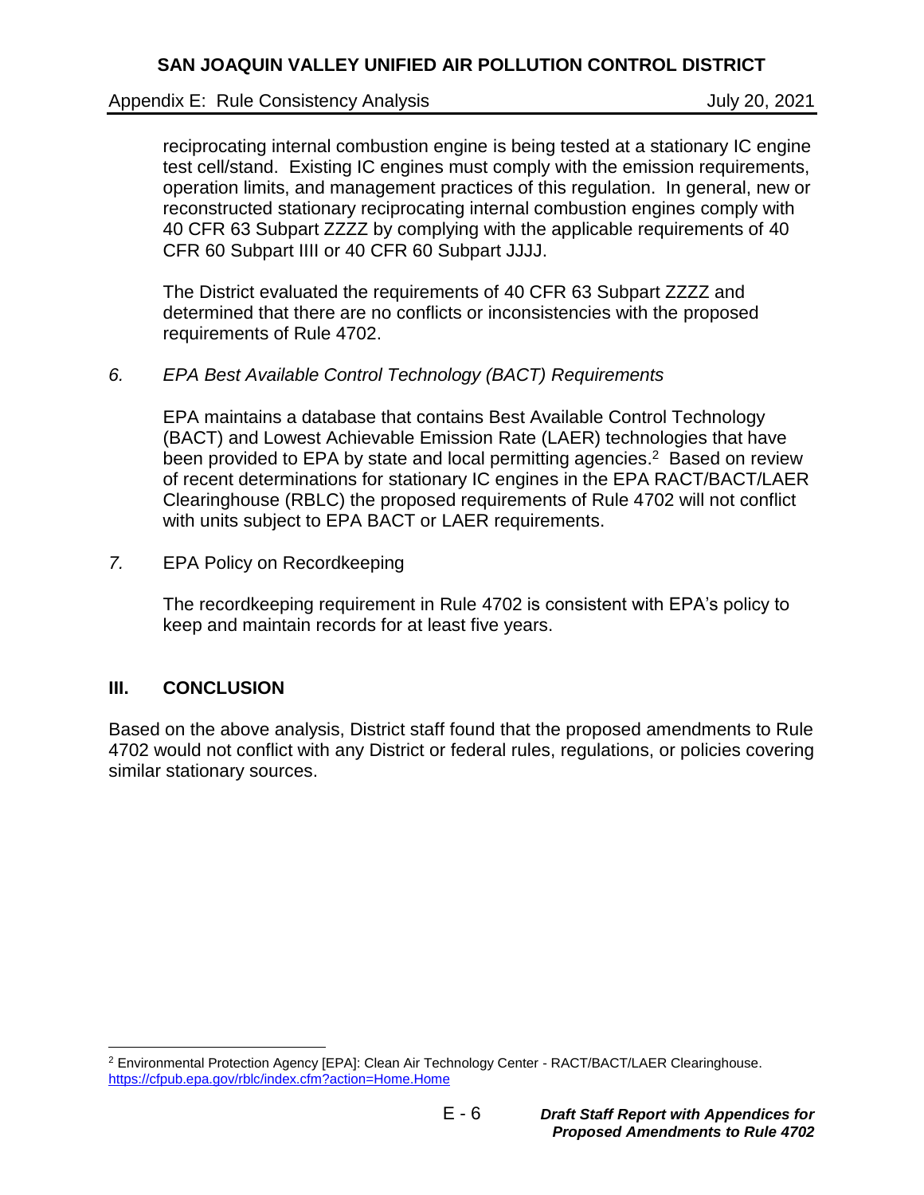reciprocating internal combustion engine is being tested at a stationary IC engine test cell/stand. Existing IC engines must comply with the emission requirements, operation limits, and management practices of this regulation. In general, new or reconstructed stationary reciprocating internal combustion engines comply with 40 CFR 63 Subpart ZZZZ by complying with the applicable requirements of 40 CFR 60 Subpart IIII or 40 CFR 60 Subpart JJJJ.

The District evaluated the requirements of 40 CFR 63 Subpart ZZZZ and determined that there are no conflicts or inconsistencies with the proposed requirements of Rule 4702.

*6. EPA Best Available Control Technology (BACT) Requirements*

EPA maintains a database that contains Best Available Control Technology (BACT) and Lowest Achievable Emission Rate (LAER) technologies that have been provided to EPA by state and local permitting agencies.[2] Based on review of recent determinations for stationary IC engines in the EPA RACT/BACT/LAER Clearinghouse (RBLC) the proposed requirements of Rule 4702 will not conflict with units subject to EPA BACT or LAER requirements.

*7.* EPA Policy on Recordkeeping

The recordkeeping requirement in Rule 4702 is consistent with EPA's policy to keep and maintain records for at least five years.

## III. CONCLUSION

Based on the above analysis, District staff found that the proposed amendments to Rule 4702 would not conflict with any District or federal rules, regulations, or policies covering similar stationary sources.

[2] Environmental Protection Agency [EPA]: Clean Air Technology Center - RACT/BACT/LAER Clearinghouse. https://cfpub.epa.gov/rblc/index.cfm?action=Home.Home